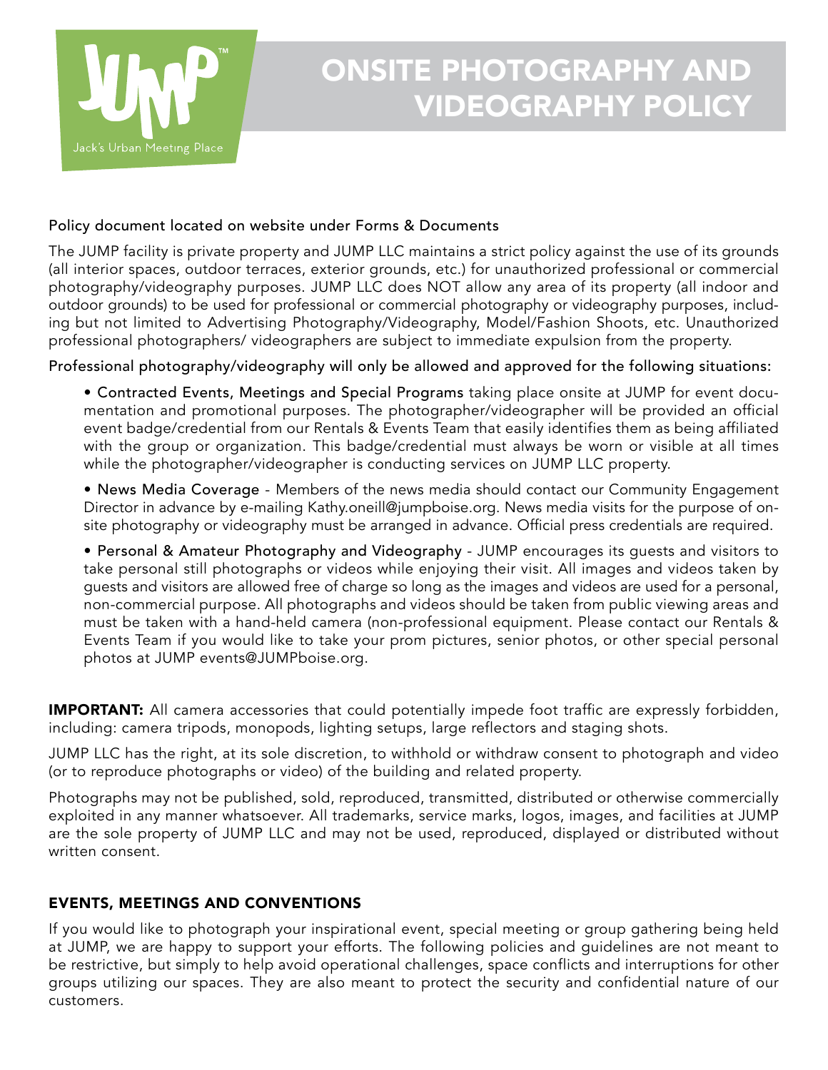# ONSITE PHOTOGRAPHY AND VIDEOGRAPHY POLICY

Policy document located on website under Forms & Documents

The JUMP facility is private property and JUMP LLC maintains a strict policy against the use of its grounds (all interior spaces, outdoor terraces, exterior grounds, etc.) for unauthorized professional or commercial photography/videography purposes. JUMP LLC does NOT allow any area of its property (all indoor and outdoor grounds) to be used for professional or commercial photography or videography purposes, including but not limited to Advertising Photography/Videography, Model/Fashion Shoots, etc. Unauthorized professional photographers/ videographers are subject to immediate expulsion from the property.

Professional photography/videography will only be allowed and approved for the following situations:

- Contracted Events, Meetings and Special Programs taking place onsite at JUMP for event documentation and promotional purposes. The photographer/videographer will be provided an official event badge/credential from our Rentals & Events Team that easily identifies them as being affiliated with the group or organization. This badge/credential must always be worn or visible at all times while the photographer/videographer is conducting services on JUMP LLC property.
- News Media Coverage - Members of the news media should contact our Community Engagement Director in advance by e-mailing Kathy.oneill@jumpboise.org. News media visits for the purpose of onsite photography or videography must be arranged in advance. Official press credentials are required.
- Personal & Amateur Photography and Videography - JUMP encourages its guests and visitors to take personal still photographs or videos while enjoying their visit. All images and videos taken by guests and visitors are allowed free of charge so long as the images and videos are used for a personal, non-commercial purpose. All photographs and videos should be taken from public viewing areas and must be taken with a hand-held camera (non-professional equipment. Please contact our Rentals & Events Team if you would like to take your prom pictures, senior photos, or other special personal photos at JUMP events@JUMPboise.org.

**IMPORTANT:** All camera accessories that could potentially impede foot traffic are expressly forbidden, including: camera tripods, monopods, lighting setups, large reflectors and staging shots.

JUMP LLC has the right, at its sole discretion, to withhold or withdraw consent to photograph and video (or to reproduce photographs or video) of the building and related property.

Photographs may not be published, sold, reproduced, transmitted, distributed or otherwise commercially exploited in any manner whatsoever. All trademarks, service marks, logos, images, and facilities at JUMP are the sole property of JUMP LLC and may not be used, reproduced, displayed or distributed without written consent.

## EVENTS, MEETINGS AND CONVENTIONS

If you would like to photograph your inspirational event, special meeting or group gathering being held at JUMP, we are happy to support your efforts. The following policies and guidelines are not meant to be restrictive, but simply to help avoid operational challenges, space conflicts and interruptions for other groups utilizing our spaces. They are also meant to protect the security and confidential nature of our customers.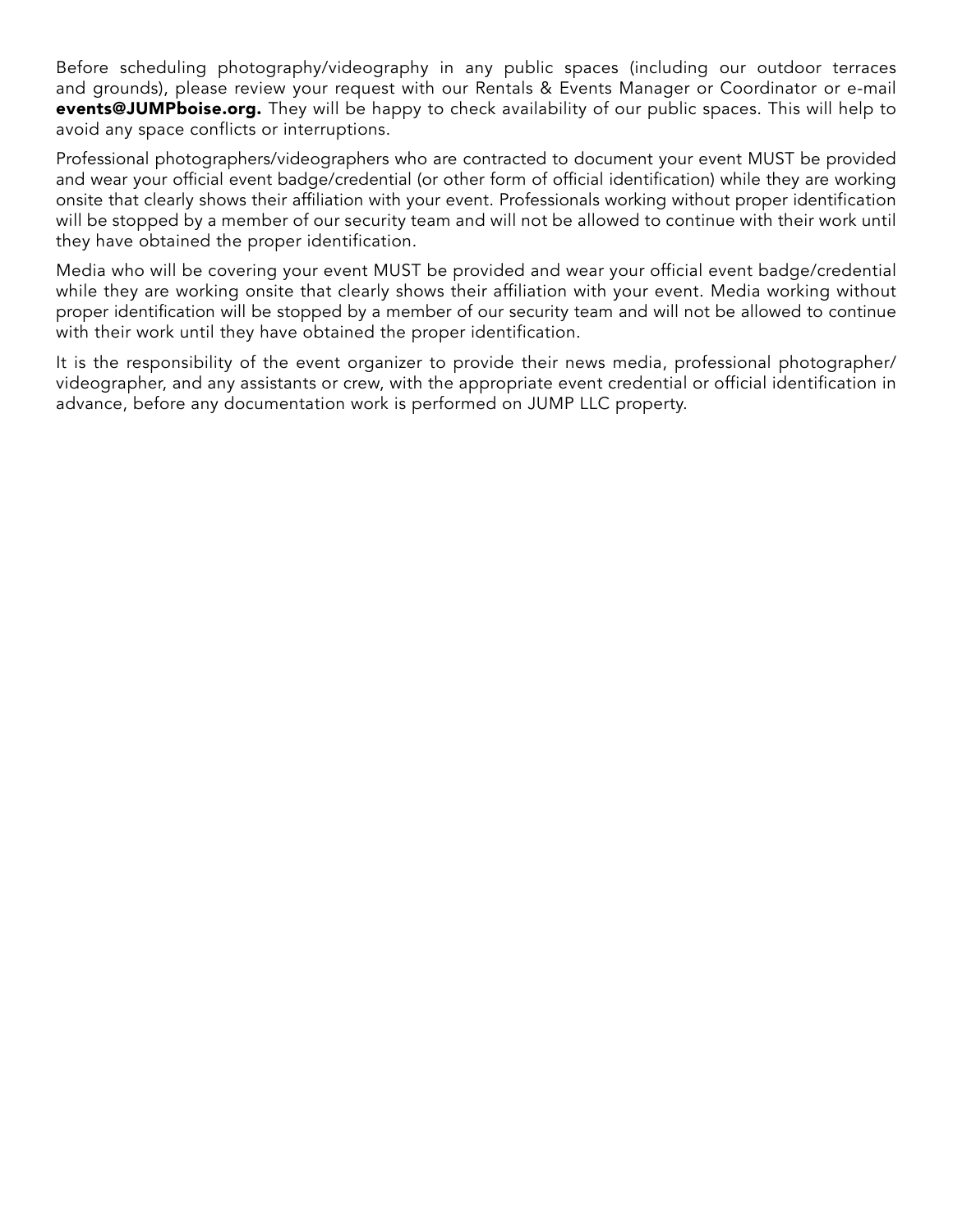Before scheduling photography/videography in any public spaces (including our outdoor terraces and grounds), please review your request with our Rentals & Events Manager or Coordinator or e-mail **events@JUMPboise.org.** They will be happy to check availability of our public spaces. This will help to avoid any space conflicts or interruptions.

Professional photographers/videographers who are contracted to document your event MUST be provided and wear your official event badge/credential (or other form of official identification) while they are working onsite that clearly shows their affiliation with your event. Professionals working without proper identification will be stopped by a member of our security team and will not be allowed to continue with their work until they have obtained the proper identification.

Media who will be covering your event MUST be provided and wear your official event badge/credential while they are working onsite that clearly shows their affiliation with your event. Media working without proper identification will be stopped by a member of our security team and will not be allowed to continue with their work until they have obtained the proper identification.

It is the responsibility of the event organizer to provide their news media, professional photographer/videographer, and any assistants or crew, with the appropriate event credential or official identification in advance, before any documentation work is performed on JUMP LLC property.